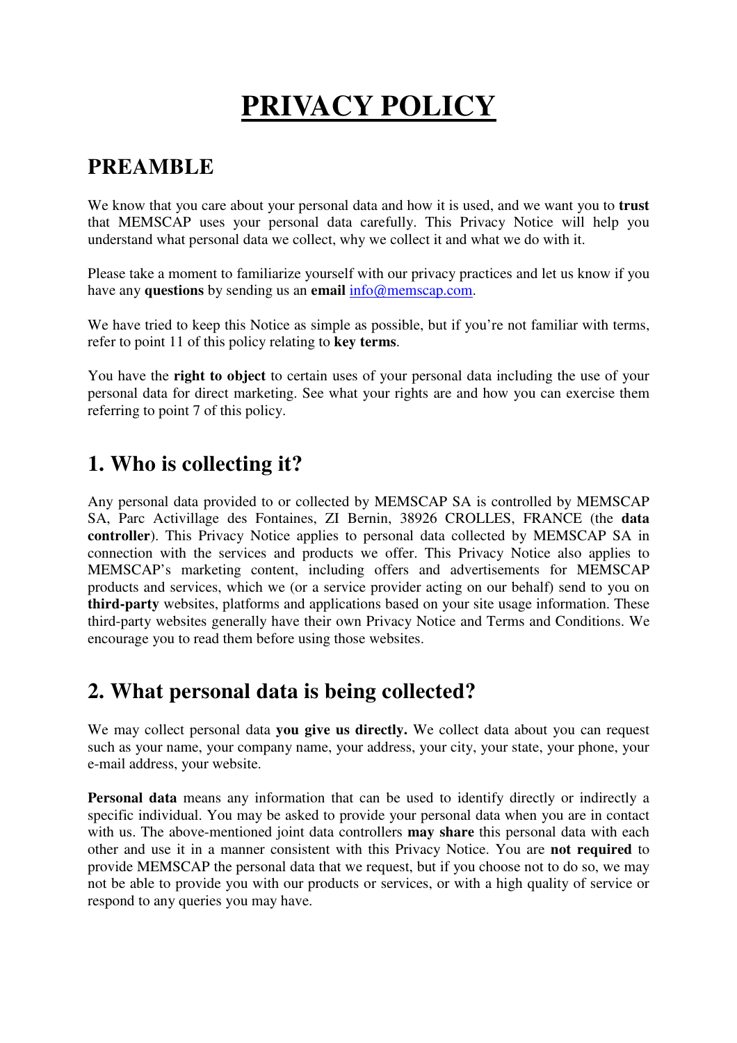# PRIVACY POLICY

## PREAMBLE

We know that you care about your personal data and how it is used, and we want you to **trust** that MEMSCAP uses your personal data carefully. This Privacy Notice will help you understand what personal data we collect, why we collect it and what we do with it.

Please take a moment to familiarize yourself with our privacy practices and let us know if you have any **questions** by sending us an **email** info@memscap.com.

We have tried to keep this Notice as simple as possible, but if you're not familiar with terms, refer to point 11 of this policy relating to **key terms**.

You have the **right to object** to certain uses of your personal data including the use of your personal data for direct marketing. See what your rights are and how you can exercise them referring to point 7 of this policy.

## 1. Who is collecting it?

Any personal data provided to or collected by MEMSCAP SA is controlled by MEMSCAP SA, Parc Activillage des Fontaines, ZI Bernin, 38926 CROLLES, FRANCE (the **data controller**). This Privacy Notice applies to personal data collected by MEMSCAP SA in connection with the services and products we offer. This Privacy Notice also applies to MEMSCAP's marketing content, including offers and advertisements for MEMSCAP products and services, which we (or a service provider acting on our behalf) send to you on **third-party** websites, platforms and applications based on your site usage information. These third-party websites generally have their own Privacy Notice and Terms and Conditions. We encourage you to read them before using those websites.

## 2. What personal data is being collected?

We may collect personal data **you give us directly.** We collect data about you can request such as your name, your company name, your address, your city, your state, your phone, your e-mail address, your website.

**Personal data** means any information that can be used to identify directly or indirectly a specific individual. You may be asked to provide your personal data when you are in contact with us. The above-mentioned joint data controllers **may share** this personal data with each other and use it in a manner consistent with this Privacy Notice. You are **not required** to provide MEMSCAP the personal data that we request, but if you choose not to do so, we may not be able to provide you with our products or services, or with a high quality of service or respond to any queries you may have.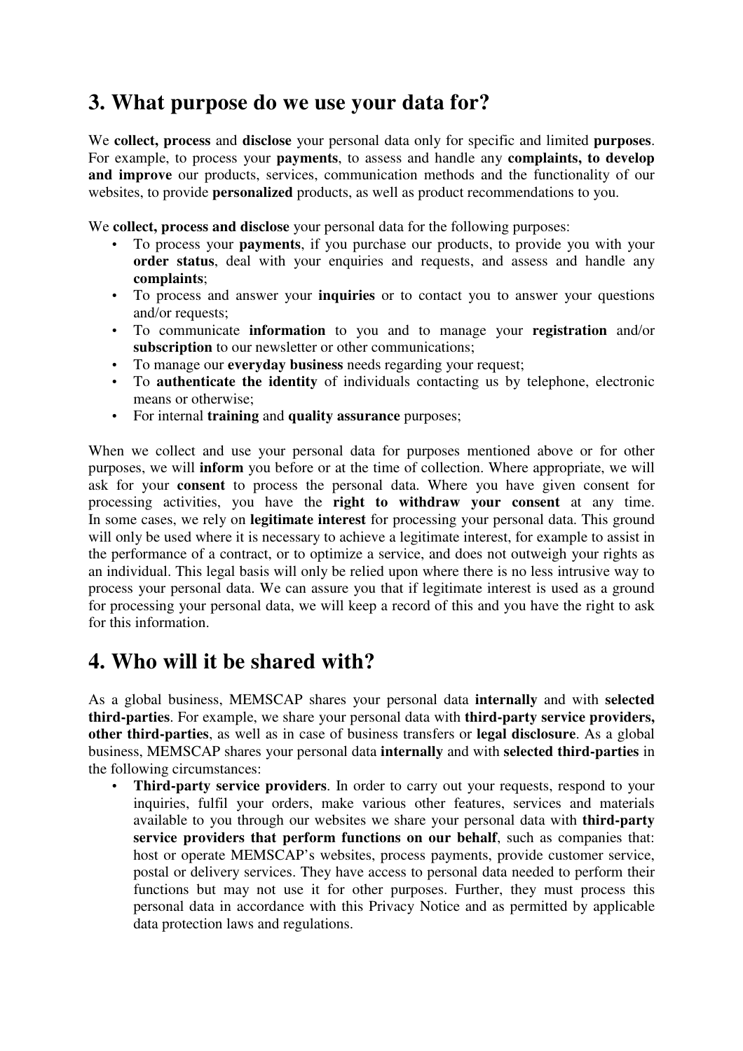## 3. What purpose do we use your data for?

We **collect, process** and **disclose** your personal data only for specific and limited **purposes**. For example, to process your **payments**, to assess and handle any **complaints, to develop and improve** our products, services, communication methods and the functionality of our websites, to provide **personalized** products, as well as product recommendations to you.

We **collect, process and disclose** your personal data for the following purposes:

- To process your **payments**, if you purchase our products, to provide you with your **order status**, deal with your enquiries and requests, and assess and handle any **complaints**;
- To process and answer your **inquiries** or to contact you to answer your questions and/or requests;
- To communicate **information** to you and to manage your **registration** and/or **subscription** to our newsletter or other communications;
- To manage our **everyday business** needs regarding your request;
- To **authenticate the identity** of individuals contacting us by telephone, electronic means or otherwise;
- For internal **training** and **quality assurance** purposes;

When we collect and use your personal data for purposes mentioned above or for other purposes, we will **inform** you before or at the time of collection. Where appropriate, we will ask for your **consent** to process the personal data. Where you have given consent for processing activities, you have the **right to withdraw your consent** at any time. In some cases, we rely on **legitimate interest** for processing your personal data. This ground will only be used where it is necessary to achieve a legitimate interest, for example to assist in the performance of a contract, or to optimize a service, and does not outweigh your rights as an individual. This legal basis will only be relied upon where there is no less intrusive way to process your personal data. We can assure you that if legitimate interest is used as a ground for processing your personal data, we will keep a record of this and you have the right to ask for this information.

## 4. Who will it be shared with?

As a global business, MEMSCAP shares your personal data **internally** and with **selected third-parties**. For example, we share your personal data with **third-party service providers, other third-parties**, as well as in case of business transfers or **legal disclosure**. As a global business, MEMSCAP shares your personal data **internally** and with **selected third-parties** in the following circumstances:

- **Third-party service providers**. In order to carry out your requests, respond to your inquiries, fulfil your orders, make various other features, services and materials available to you through our websites we share your personal data with **third-party service providers that perform functions on our behalf**, such as companies that: host or operate MEMSCAP's websites, process payments, provide customer service, postal or delivery services. They have access to personal data needed to perform their functions but may not use it for other purposes. Further, they must process this personal data in accordance with this Privacy Notice and as permitted by applicable data protection laws and regulations.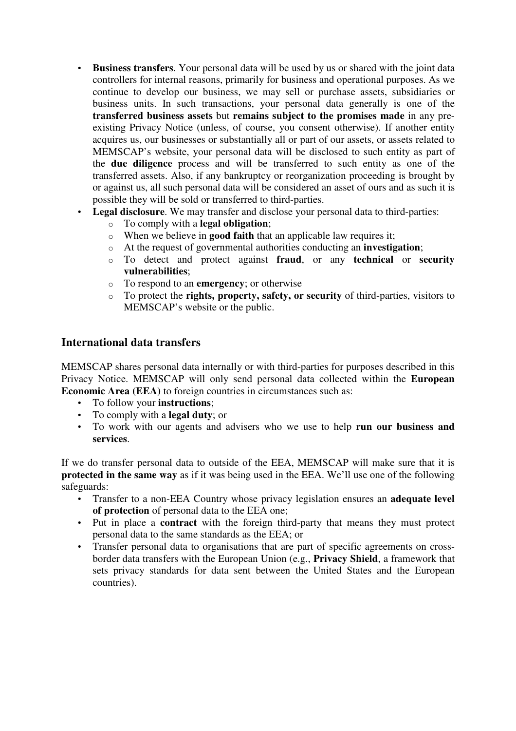- **Business transfers**. Your personal data will be used by us or shared with the joint data controllers for internal reasons, primarily for business and operational purposes. As we continue to develop our business, we may sell or purchase assets, subsidiaries or business units. In such transactions, your personal data generally is one of the **transferred business assets** but **remains subject to the promises made** in any pre-existing Privacy Notice (unless, of course, you consent otherwise). If another entity acquires us, our businesses or substantially all or part of our assets, or assets related to MEMSCAP's website, your personal data will be disclosed to such entity as part of the **due diligence** process and will be transferred to such entity as one of the transferred assets. Also, if any bankruptcy or reorganization proceeding is brought by or against us, all such personal data will be considered an asset of ours and as such it is possible they will be sold or transferred to third-parties.
- **Legal disclosure**. We may transfer and disclose your personal data to third-parties:
  - To comply with a **legal obligation**;
  - When we believe in **good faith** that an applicable law requires it;
  - At the request of governmental authorities conducting an **investigation**;
  - To detect and protect against **fraud**, or any **technical** or **security vulnerabilities**;
  - To respond to an **emergency**; or otherwise
  - To protect the **rights, property, safety, or security** of third-parties, visitors to MEMSCAP's website or the public.

## International data transfers

MEMSCAP shares personal data internally or with third-parties for purposes described in this Privacy Notice. MEMSCAP will only send personal data collected within the **European Economic Area (EEA)** to foreign countries in circumstances such as:

- To follow your **instructions**;
- To comply with a **legal duty**; or
- To work with our agents and advisers who we use to help **run our business and services**.

If we do transfer personal data to outside of the EEA, MEMSCAP will make sure that it is **protected in the same way** as if it was being used in the EEA. We'll use one of the following safeguards:

- Transfer to a non-EEA Country whose privacy legislation ensures an **adequate level of protection** of personal data to the EEA one;
- Put in place a **contract** with the foreign third-party that means they must protect personal data to the same standards as the EEA; or
- Transfer personal data to organisations that are part of specific agreements on cross-border data transfers with the European Union (e.g., **Privacy Shield**, a framework that sets privacy standards for data sent between the United States and the European countries).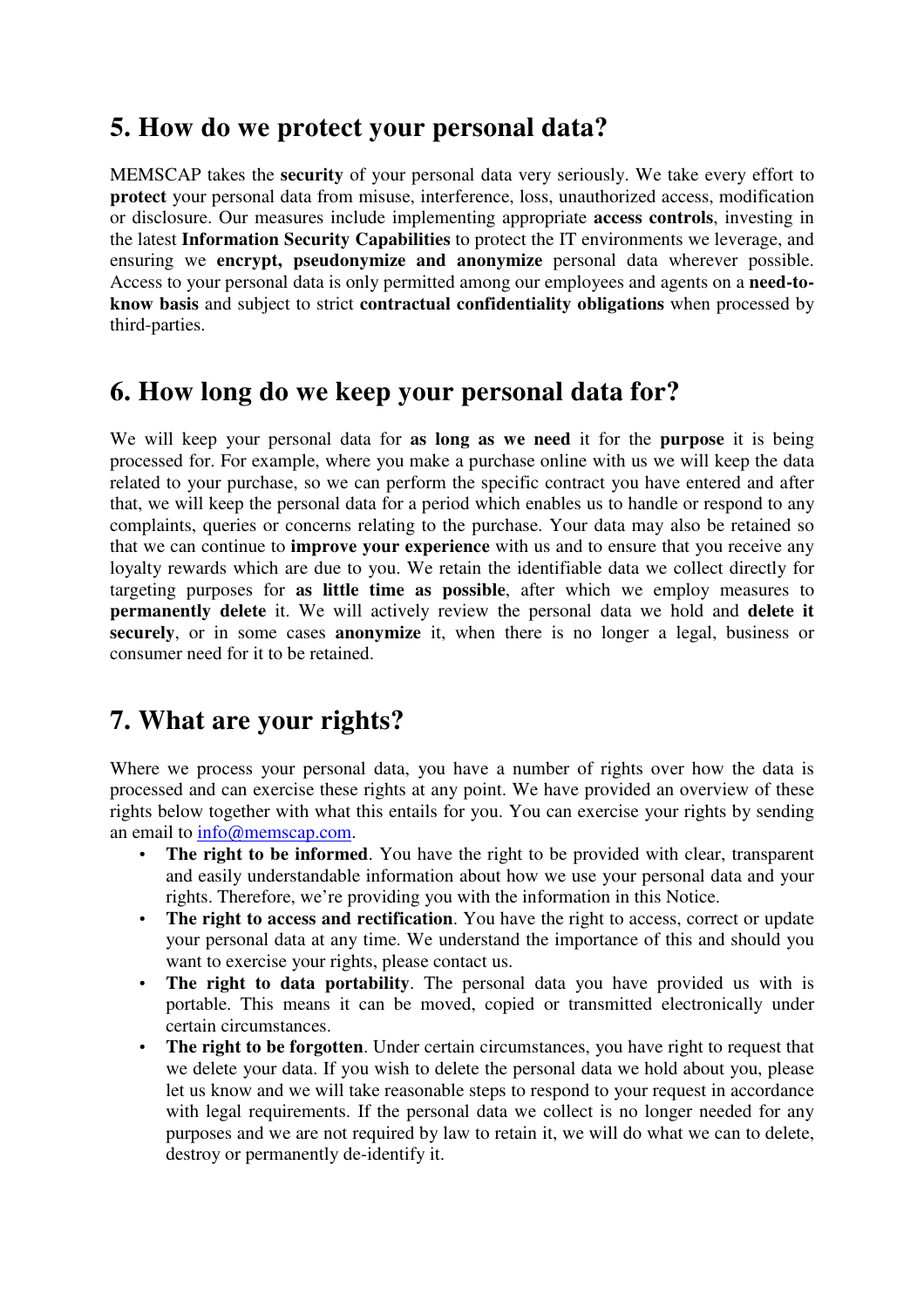## 5. How do we protect your personal data?

MEMSCAP takes the **security** of your personal data very seriously. We take every effort to **protect** your personal data from misuse, interference, loss, unauthorized access, modification or disclosure. Our measures include implementing appropriate **access controls**, investing in the latest **Information Security Capabilities** to protect the IT environments we leverage, and ensuring we **encrypt, pseudonymize and anonymize** personal data wherever possible. Access to your personal data is only permitted among our employees and agents on a **need-to-know basis** and subject to strict **contractual confidentiality obligations** when processed by third-parties.

## 6. How long do we keep your personal data for?

We will keep your personal data for **as long as we need** it for the **purpose** it is being processed for. For example, where you make a purchase online with us we will keep the data related to your purchase, so we can perform the specific contract you have entered and after that, we will keep the personal data for a period which enables us to handle or respond to any complaints, queries or concerns relating to the purchase. Your data may also be retained so that we can continue to **improve your experience** with us and to ensure that you receive any loyalty rewards which are due to you. We retain the identifiable data we collect directly for targeting purposes for **as little time as possible**, after which we employ measures to **permanently delete** it. We will actively review the personal data we hold and **delete it securely**, or in some cases **anonymize** it, when there is no longer a legal, business or consumer need for it to be retained.

## 7. What are your rights?

Where we process your personal data, you have a number of rights over how the data is processed and can exercise these rights at any point. We have provided an overview of these rights below together with what this entails for you. You can exercise your rights by sending an email to [info@memscap.com](mailto:info@memscap.com).

- **The right to be informed**. You have the right to be provided with clear, transparent and easily understandable information about how we use your personal data and your rights. Therefore, we're providing you with the information in this Notice.
- **The right to access and rectification**. You have the right to access, correct or update your personal data at any time. We understand the importance of this and should you want to exercise your rights, please contact us.
- **The right to data portability**. The personal data you have provided us with is portable. This means it can be moved, copied or transmitted electronically under certain circumstances.
- **The right to be forgotten**. Under certain circumstances, you have right to request that we delete your data. If you wish to delete the personal data we hold about you, please let us know and we will take reasonable steps to respond to your request in accordance with legal requirements. If the personal data we collect is no longer needed for any purposes and we are not required by law to retain it, we will do what we can to delete, destroy or permanently de-identify it.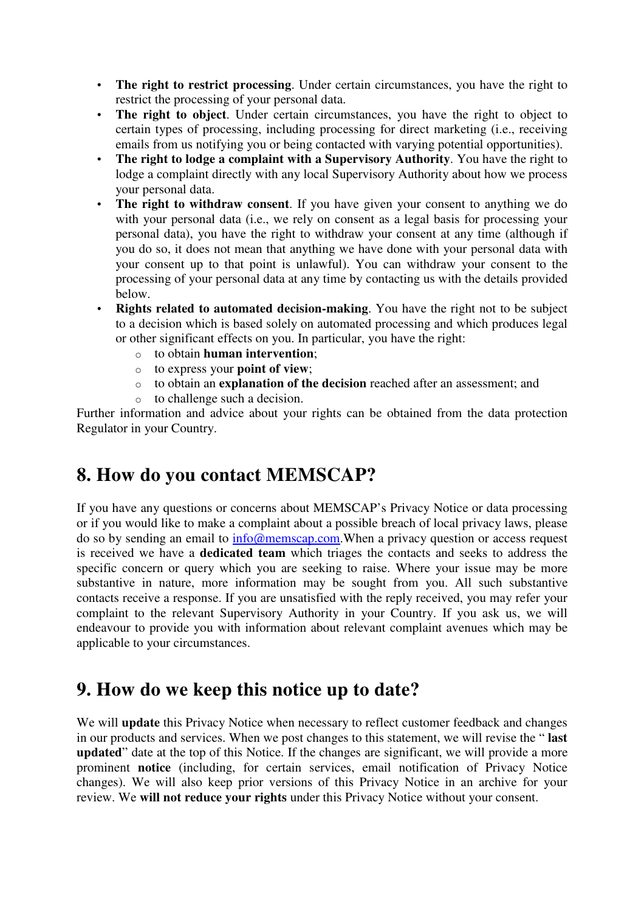- **The right to restrict processing**. Under certain circumstances, you have the right to restrict the processing of your personal data.
- **The right to object**. Under certain circumstances, you have the right to object to certain types of processing, including processing for direct marketing (i.e., receiving emails from us notifying you or being contacted with varying potential opportunities).
- **The right to lodge a complaint with a Supervisory Authority**. You have the right to lodge a complaint directly with any local Supervisory Authority about how we process your personal data.
- **The right to withdraw consent**. If you have given your consent to anything we do with your personal data (i.e., we rely on consent as a legal basis for processing your personal data), you have the right to withdraw your consent at any time (although if you do so, it does not mean that anything we have done with your personal data with your consent up to that point is unlawful). You can withdraw your consent to the processing of your personal data at any time by contacting us with the details provided below.
- **Rights related to automated decision-making**. You have the right not to be subject to a decision which is based solely on automated processing and which produces legal or other significant effects on you. In particular, you have the right:
  - to obtain **human intervention**;
  - to express your **point of view**;
  - to obtain an **explanation of the decision** reached after an assessment; and
  - to challenge such a decision.

Further information and advice about your rights can be obtained from the data protection Regulator in your Country.

## 8. How do you contact MEMSCAP?

If you have any questions or concerns about MEMSCAP's Privacy Notice or data processing or if you would like to make a complaint about a possible breach of local privacy laws, please do so by sending an email to info@memscap.com.When a privacy question or access request is received we have a **dedicated team** which triages the contacts and seeks to address the specific concern or query which you are seeking to raise. Where your issue may be more substantive in nature, more information may be sought from you. All such substantive contacts receive a response. If you are unsatisfied with the reply received, you may refer your complaint to the relevant Supervisory Authority in your Country. If you ask us, we will endeavour to provide you with information about relevant complaint avenues which may be applicable to your circumstances.

## 9. How do we keep this notice up to date?

We will **update** this Privacy Notice when necessary to reflect customer feedback and changes in our products and services. When we post changes to this statement, we will revise the " **last updated**" date at the top of this Notice. If the changes are significant, we will provide a more prominent **notice** (including, for certain services, email notification of Privacy Notice changes). We will also keep prior versions of this Privacy Notice in an archive for your review. We **will not reduce your rights** under this Privacy Notice without your consent.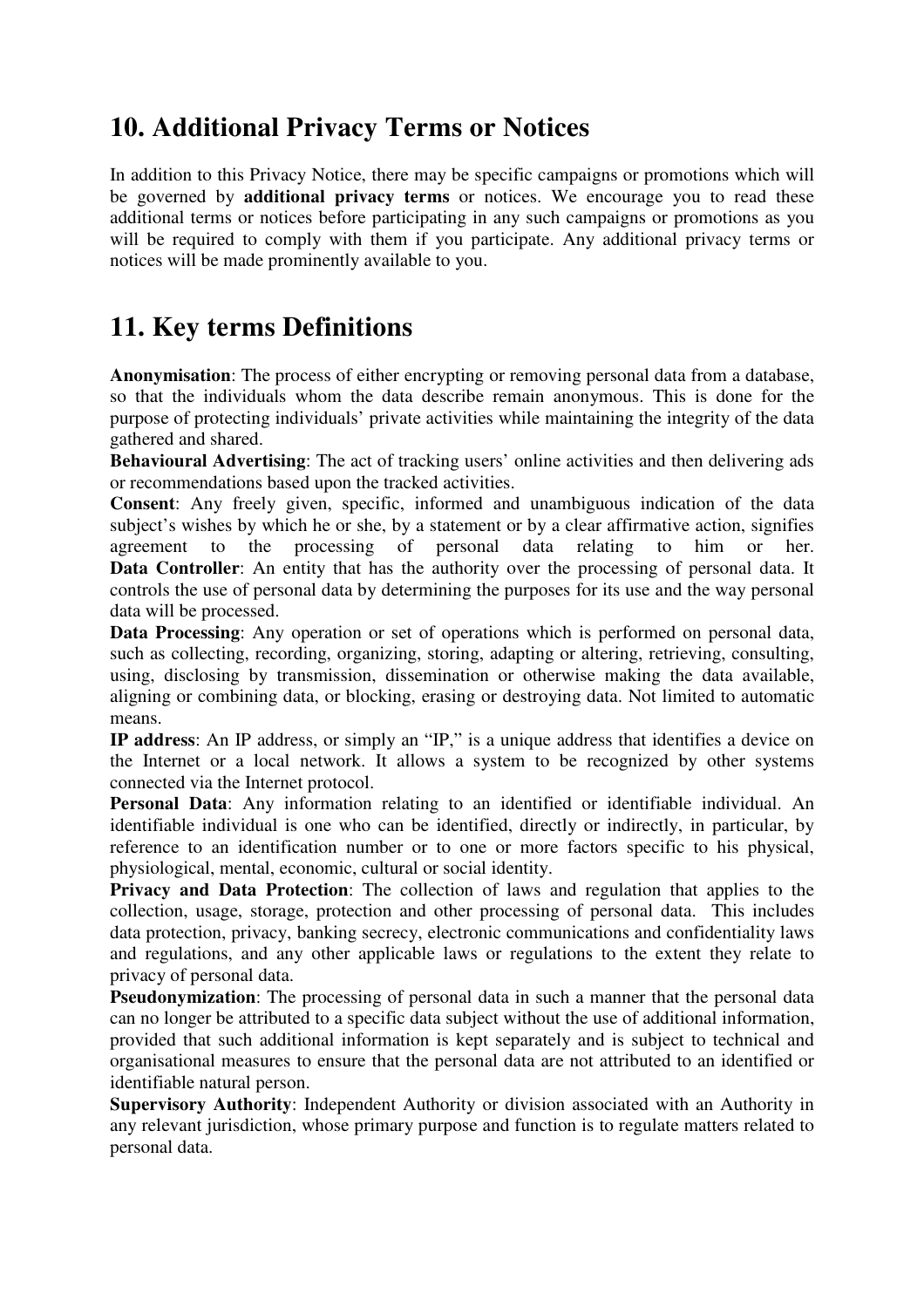## 10. Additional Privacy Terms or Notices

In addition to this Privacy Notice, there may be specific campaigns or promotions which will be governed by **additional privacy terms** or notices. We encourage you to read these additional terms or notices before participating in any such campaigns or promotions as you will be required to comply with them if you participate. Any additional privacy terms or notices will be made prominently available to you.

## 11. Key terms Definitions

**Anonymisation**: The process of either encrypting or removing personal data from a database, so that the individuals whom the data describe remain anonymous. This is done for the purpose of protecting individuals' private activities while maintaining the integrity of the data gathered and shared.

**Behavioural Advertising**: The act of tracking users' online activities and then delivering ads or recommendations based upon the tracked activities.

**Consent**: Any freely given, specific, informed and unambiguous indication of the data subject's wishes by which he or she, by a statement or by a clear affirmative action, signifies agreement to the processing of personal data relating to him or her.

**Data Controller**: An entity that has the authority over the processing of personal data. It controls the use of personal data by determining the purposes for its use and the way personal data will be processed.

**Data Processing**: Any operation or set of operations which is performed on personal data, such as collecting, recording, organizing, storing, adapting or altering, retrieving, consulting, using, disclosing by transmission, dissemination or otherwise making the data available, aligning or combining data, or blocking, erasing or destroying data. Not limited to automatic means.

**IP address**: An IP address, or simply an "IP," is a unique address that identifies a device on the Internet or a local network. It allows a system to be recognized by other systems connected via the Internet protocol.

**Personal Data**: Any information relating to an identified or identifiable individual. An identifiable individual is one who can be identified, directly or indirectly, in particular, by reference to an identification number or to one or more factors specific to his physical, physiological, mental, economic, cultural or social identity.

**Privacy and Data Protection**: The collection of laws and regulation that applies to the collection, usage, storage, protection and other processing of personal data. This includes data protection, privacy, banking secrecy, electronic communications and confidentiality laws and regulations, and any other applicable laws or regulations to the extent they relate to privacy of personal data.

**Pseudonymization**: The processing of personal data in such a manner that the personal data can no longer be attributed to a specific data subject without the use of additional information, provided that such additional information is kept separately and is subject to technical and organisational measures to ensure that the personal data are not attributed to an identified or identifiable natural person.

**Supervisory Authority**: Independent Authority or division associated with an Authority in any relevant jurisdiction, whose primary purpose and function is to regulate matters related to personal data.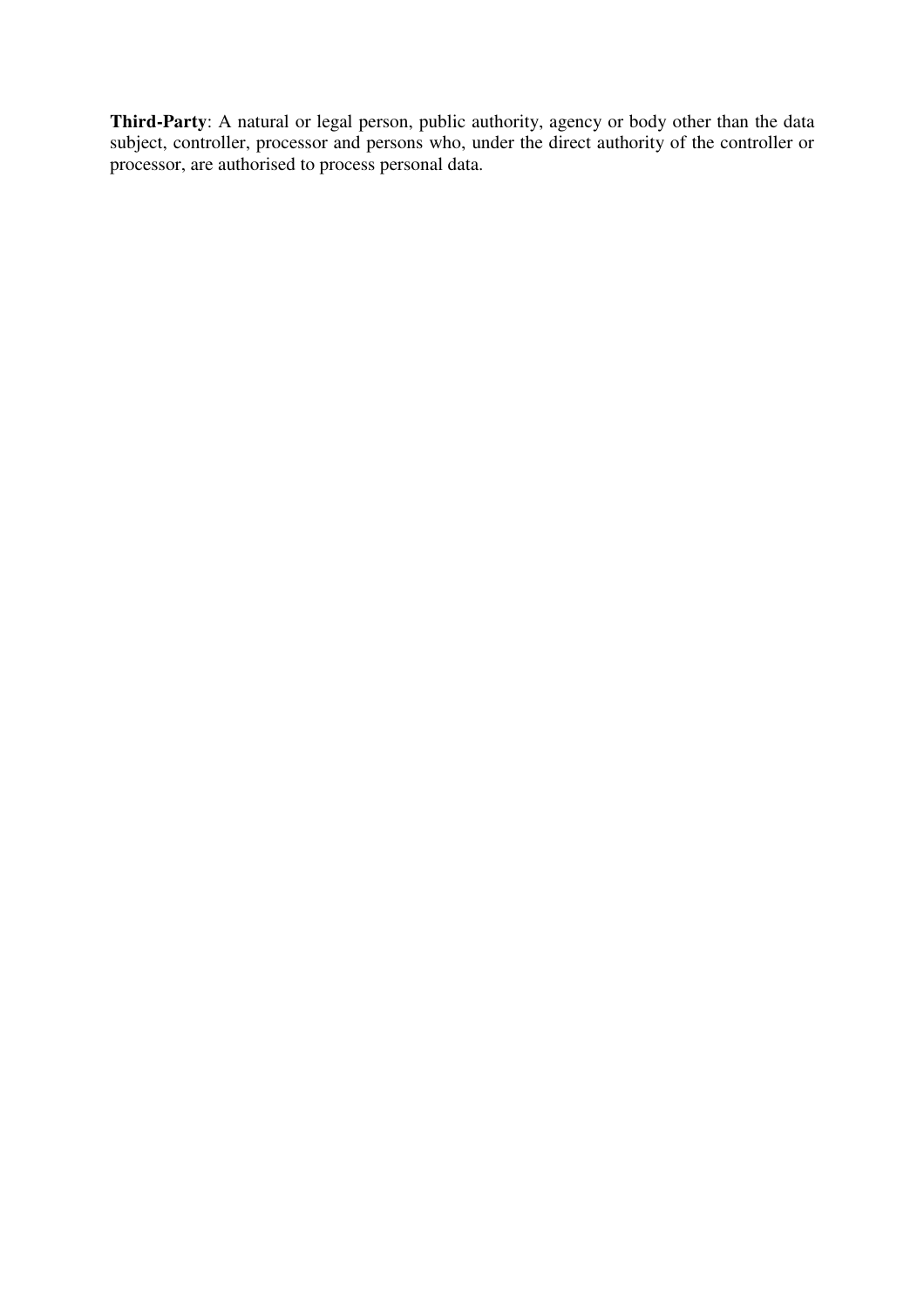**Third-Party**: A natural or legal person, public authority, agency or body other than the data subject, controller, processor and persons who, under the direct authority of the controller or processor, are authorised to process personal data.